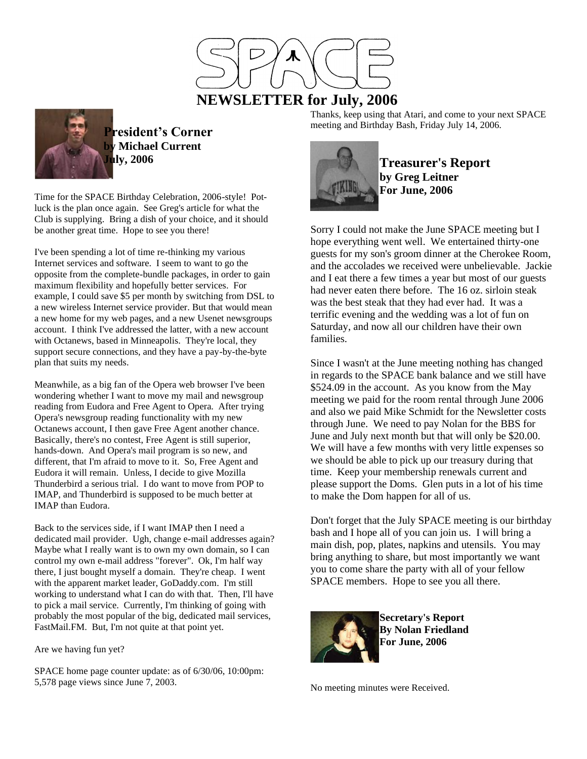# SPACE

# NEWSLETTER for July, 2006

## President's Corner
**by Michael Current**
**July, 2006**

Time for the SPACE Birthday Celebration, 2006-style! Pot-luck is the plan once again. See Greg's article for what the Club is supplying. Bring a dish of your choice, and it should be another great time. Hope to see you there!

I've been spending a lot of time re-thinking my various Internet services and software. I seem to want to go the opposite from the complete-bundle packages, in order to gain maximum flexibility and hopefully better services. For example, I could save $5 per month by switching from DSL to a new wireless Internet service provider. But that would mean a new home for my web pages, and a new Usenet newsgroups account. I think I've addressed the latter, with a new account with Octanews, based in Minneapolis. They're local, they support secure connections, and they have a pay-by-the-byte plan that suits my needs.

Meanwhile, as a big fan of the Opera web browser I've been wondering whether I want to move my mail and newsgroup reading from Eudora and Free Agent to Opera. After trying Opera's newsgroup reading functionality with my new Octanews account, I then gave Free Agent another chance. Basically, there's no contest, Free Agent is still superior, hands-down. And Opera's mail program is so new, and different, that I'm afraid to move to it. So, Free Agent and Eudora it will remain. Unless, I decide to give Mozilla Thunderbird a serious trial. I do want to move from POP to IMAP, and Thunderbird is supposed to be much better at IMAP than Eudora.

Back to the services side, if I want IMAP then I need a dedicated mail provider. Ugh, change e-mail addresses again? Maybe what I really want is to own my own domain, so I can control my own e-mail address "forever". Ok, I'm half way there, I just bought myself a domain. They're cheap. I went with the apparent market leader, GoDaddy.com. I'm still working to understand what I can do with that. Then, I'll have to pick a mail service. Currently, I'm thinking of going with probably the most popular of the big, dedicated mail services, FastMail.FM. But, I'm not quite at that point yet.

Are we having fun yet?

SPACE home page counter update: as of 6/30/06, 10:00pm: 5,578 page views since June 7, 2003.

Thanks, keep using that Atari, and come to your next SPACE meeting and Birthday Bash, Friday July 14, 2006.

## Treasurer's Report
**by Greg Leitner**
**For June, 2006**

Sorry I could not make the June SPACE meeting but I hope everything went well. We entertained thirty-one guests for my son's groom dinner at the Cherokee Room, and the accolades we received were unbelievable. Jackie and I eat there a few times a year but most of our guests had never eaten there before. The 16 oz. sirloin steak was the best steak that they had ever had. It was a terrific evening and the wedding was a lot of fun on Saturday, and now all our children have their own families.

Since I wasn't at the June meeting nothing has changed in regards to the SPACE bank balance and we still have $524.09 in the account. As you know from the May meeting we paid for the room rental through June 2006 and also we paid Mike Schmidt for the Newsletter costs through June. We need to pay Nolan for the BBS for June and July next month but that will only be $20.00. We will have a few months with very little expenses so we should be able to pick up our treasury during that time. Keep your membership renewals current and please support the Doms. Glen puts in a lot of his time to make the Dom happen for all of us.

Don't forget that the July SPACE meeting is our birthday bash and I hope all of you can join us. I will bring a main dish, pop, plates, napkins and utensils. You may bring anything to share, but most importantly we want you to come share the party with all of your fellow SPACE members. Hope to see you all there.

## Secretary's Report
**By Nolan Friedland**
**For June, 2006**

No meeting minutes were Received.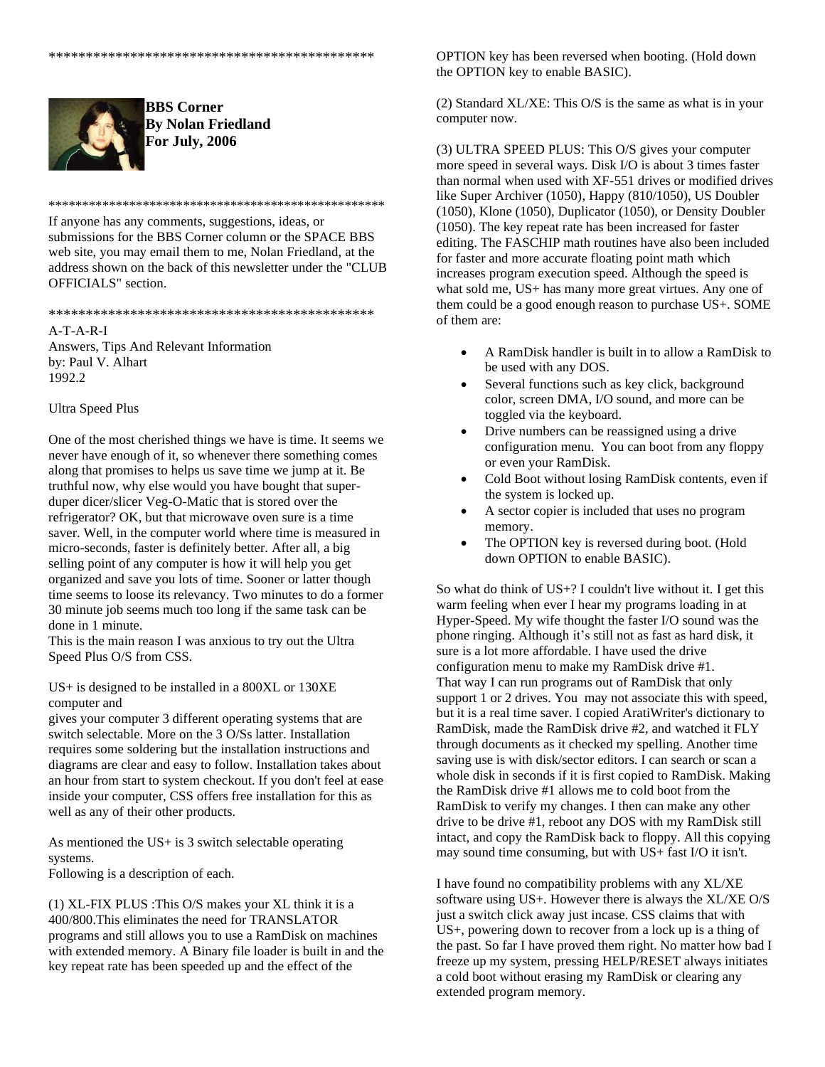\*\*\*\*\*\*\*\*\*\*\*\*\*\*\*\*\*\*\*\*\*\*\*\*\*\*\*\*\*\*\*\*\*\*\*\*\*\*\*\*\*\*\*\*\*

**BBS Corner**
**By Nolan Friedland**
**For July, 2006**

\*\*\*\*\*\*\*\*\*\*\*\*\*\*\*\*\*\*\*\*\*\*\*\*\*\*\*\*\*\*\*\*\*\*\*\*\*\*\*\*\*\*\*\*\*\*\*\*\*\*

If anyone has any comments, suggestions, ideas, or submissions for the BBS Corner column or the SPACE BBS web site, you may email them to me, Nolan Friedland, at the address shown on the back of this newsletter under the "CLUB OFFICIALS" section.

\*\*\*\*\*\*\*\*\*\*\*\*\*\*\*\*\*\*\*\*\*\*\*\*\*\*\*\*\*\*\*\*\*\*\*\*\*\*\*\*\*\*\*\*\*

A-T-A-R-I
Answers, Tips And Relevant Information
by: Paul V. Alhart
1992.2

Ultra Speed Plus

One of the most cherished things we have is time. It seems we never have enough of it, so whenever there something comes along that promises to helps us save time we jump at it. Be truthful now, why else would you have bought that super-duper dicer/slicer Veg-O-Matic that is stored over the refrigerator? OK, but that microwave oven sure is a time saver. Well, in the computer world where time is measured in micro-seconds, faster is definitely better. After all, a big selling point of any computer is how it will help you get organized and save you lots of time. Sooner or latter though time seems to loose its relevancy. Two minutes to do a former 30 minute job seems much too long if the same task can be done in 1 minute.
This is the main reason I was anxious to try out the Ultra Speed Plus O/S from CSS.

US+ is designed to be installed in a 800XL or 130XE computer and
gives your computer 3 different operating systems that are switch selectable. More on the 3 O/Ss latter. Installation requires some soldering but the installation instructions and diagrams are clear and easy to follow. Installation takes about an hour from start to system checkout. If you don't feel at ease inside your computer, CSS offers free installation for this as well as any of their other products.

As mentioned the US+ is 3 switch selectable operating systems.
Following is a description of each.

(1) XL-FIX PLUS :This O/S makes your XL think it is a 400/800.This eliminates the need for TRANSLATOR programs and still allows you to use a RamDisk on machines with extended memory. A Binary file loader is built in and the key repeat rate has been speeded up and the effect of the OPTION key has been reversed when booting. (Hold down the OPTION key to enable BASIC).

(2) Standard XL/XE: This O/S is the same as what is in your computer now.

(3) ULTRA SPEED PLUS: This O/S gives your computer more speed in several ways. Disk I/O is about 3 times faster than normal when used with XF-551 drives or modified drives like Super Archiver (1050), Happy (810/1050), US Doubler (1050), Klone (1050), Duplicator (1050), or Density Doubler (1050). The key repeat rate has been increased for faster editing. The FASCHIP math routines have also been included for faster and more accurate floating point math which increases program execution speed. Although the speed is what sold me, US+ has many more great virtues. Any one of them could be a good enough reason to purchase US+. SOME of them are:

- A RamDisk handler is built in to allow a RamDisk to be used with any DOS.
- Several functions such as key click, background color, screen DMA, I/O sound, and more can be toggled via the keyboard.
- Drive numbers can be reassigned using a drive configuration menu. You can boot from any floppy or even your RamDisk.
- Cold Boot without losing RamDisk contents, even if the system is locked up.
- A sector copier is included that uses no program memory.
- The OPTION key is reversed during boot. (Hold down OPTION to enable BASIC).

So what do think of US+? I couldn't live without it. I get this warm feeling when ever I hear my programs loading in at Hyper-Speed. My wife thought the faster I/O sound was the phone ringing. Although it's still not as fast as hard disk, it sure is a lot more affordable. I have used the drive configuration menu to make my RamDisk drive #1.
That way I can run programs out of RamDisk that only support 1 or 2 drives. You may not associate this with speed, but it is a real time saver. I copied AratiWriter's dictionary to RamDisk, made the RamDisk drive #2, and watched it FLY through documents as it checked my spelling. Another time saving use is with disk/sector editors. I can search or scan a whole disk in seconds if it is first copied to RamDisk. Making the RamDisk drive #1 allows me to cold boot from the RamDisk to verify my changes. I then can make any other drive to be drive #1, reboot any DOS with my RamDisk still intact, and copy the RamDisk back to floppy. All this copying may sound time consuming, but with US+ fast I/O it isn't.

I have found no compatibility problems with any XL/XE software using US+. However there is always the XL/XE O/S just a switch click away just incase. CSS claims that with US+, powering down to recover from a lock up is a thing of the past. So far I have proved them right. No matter how bad I freeze up my system, pressing HELP/RESET always initiates a cold boot without erasing my RamDisk or clearing any extended program memory.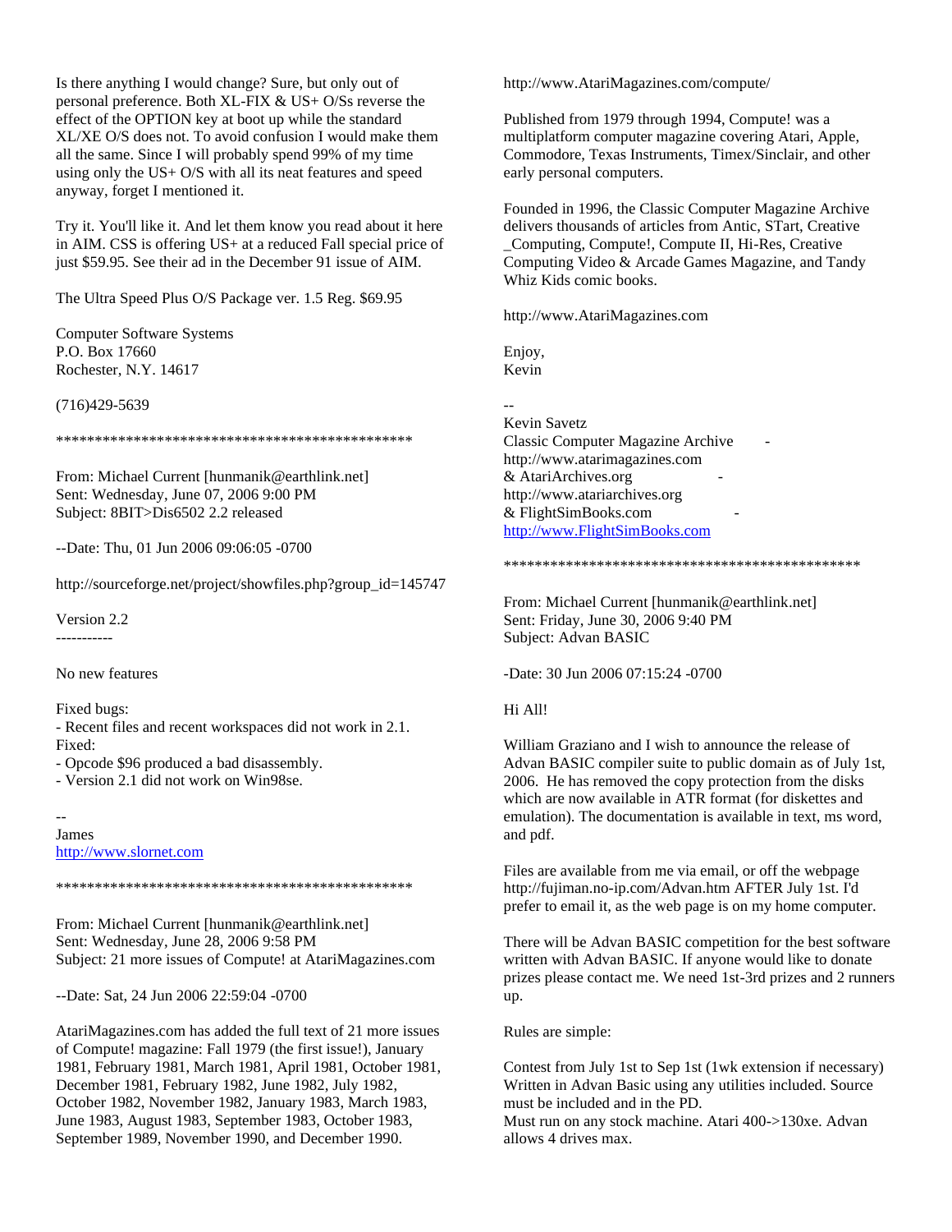Is there anything I would change? Sure, but only out of personal preference. Both XL-FIX & US+ O/Ss reverse the effect of the OPTION key at boot up while the standard XL/XE O/S does not. To avoid confusion I would make them all the same. Since I will probably spend 99% of my time using only the US+ O/S with all its neat features and speed anyway, forget I mentioned it.

Try it. You'll like it. And let them know you read about it here in AIM. CSS is offering US+ at a reduced Fall special price of just $59.95. See their ad in the December 91 issue of AIM.

The Ultra Speed Plus O/S Package ver. 1.5 Reg. $69.95

Computer Software Systems
P.O. Box 17660
Rochester, N.Y. 14617

(716)429-5639

\*\*\*\*\*\*\*\*\*\*\*\*\*\*\*\*\*\*\*\*\*\*\*\*\*\*\*\*\*\*\*\*\*\*\*\*\*\*\*\*\*\*\*\*\*\*\*\*

From: Michael Current [hunmanik@earthlink.net]
Sent: Wednesday, June 07, 2006 9:00 PM
Subject: 8BIT>Dis6502 2.2 released

--Date: Thu, 01 Jun 2006 09:06:05 -0700

http://sourceforge.net/project/showfiles.php?group_id=145747

Version 2.2
-----------

No new features

Fixed bugs:
- Recent files and recent workspaces did not work in 2.1.
Fixed:
- Opcode $96 produced a bad disassembly.
- Version 2.1 did not work on Win98se.

--
James
http://www.slornet.com

\*\*\*\*\*\*\*\*\*\*\*\*\*\*\*\*\*\*\*\*\*\*\*\*\*\*\*\*\*\*\*\*\*\*\*\*\*\*\*\*\*\*\*\*\*\*\*\*

From: Michael Current [hunmanik@earthlink.net]
Sent: Wednesday, June 28, 2006 9:58 PM
Subject: 21 more issues of Compute! at AtariMagazines.com

--Date: Sat, 24 Jun 2006 22:59:04 -0700

AtariMagazines.com has added the full text of 21 more issues of Compute! magazine: Fall 1979 (the first issue!), January 1981, February 1981, March 1981, April 1981, October 1981, December 1981, February 1982, June 1982, July 1982, October 1982, November 1982, January 1983, March 1983, June 1983, August 1983, September 1983, October 1983, September 1989, November 1990, and December 1990.

http://www.AtariMagazines.com/compute/

Published from 1979 through 1994, Compute! was a multiplatform computer magazine covering Atari, Apple, Commodore, Texas Instruments, Timex/Sinclair, and other early personal computers.

Founded in 1996, the Classic Computer Magazine Archive delivers thousands of articles from Antic, STart, Creative _Computing, Compute!, Compute II, Hi-Res, Creative Computing Video & Arcade Games Magazine, and Tandy Whiz Kids comic books.

http://www.AtariMagazines.com

Enjoy,
Kevin

--
Kevin Savetz
Classic Computer Magazine Archive -
http://www.atarimagazines.com
& AtariArchives.org -
http://www.atariarchives.org
& FlightSimBooks.com -
http://www.FlightSimBooks.com

\*\*\*\*\*\*\*\*\*\*\*\*\*\*\*\*\*\*\*\*\*\*\*\*\*\*\*\*\*\*\*\*\*\*\*\*\*\*\*\*\*\*\*\*\*\*\*\*

From: Michael Current [hunmanik@earthlink.net]
Sent: Friday, June 30, 2006 9:40 PM
Subject: Advan BASIC

-Date: 30 Jun 2006 07:15:24 -0700

Hi All!

William Graziano and I wish to announce the release of Advan BASIC compiler suite to public domain as of July 1st, 2006. He has removed the copy protection from the disks which are now available in ATR format (for diskettes and emulation). The documentation is available in text, ms word, and pdf.

Files are available from me via email, or off the webpage http://fujiman.no-ip.com/Advan.htm AFTER July 1st. I'd prefer to email it, as the web page is on my home computer.

There will be Advan BASIC competition for the best software written with Advan BASIC. If anyone would like to donate prizes please contact me. We need 1st-3rd prizes and 2 runners up.

Rules are simple:

Contest from July 1st to Sep 1st (1wk extension if necessary)
Written in Advan Basic using any utilities included. Source must be included and in the PD.
Must run on any stock machine. Atari 400->130xe. Advan allows 4 drives max.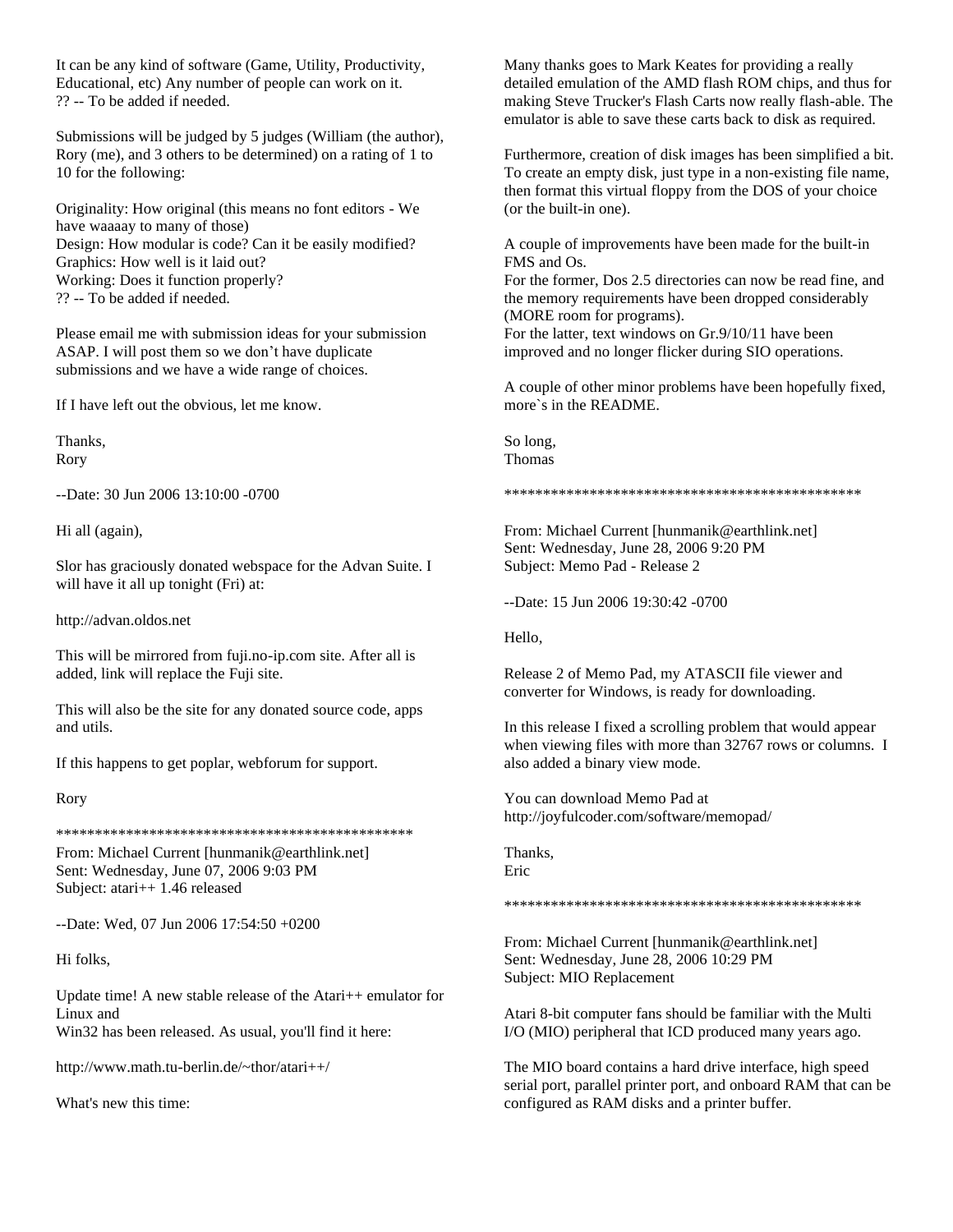It can be any kind of software (Game, Utility, Productivity, Educational, etc) Any number of people can work on it.
?? -- To be added if needed.

Submissions will be judged by 5 judges (William (the author), Rory (me), and 3 others to be determined) on a rating of 1 to 10 for the following:

Originality: How original (this means no font editors - We have waaaay to many of those)
Design: How modular is code? Can it be easily modified?
Graphics: How well is it laid out?
Working: Does it function properly?
?? -- To be added if needed.

Please email me with submission ideas for your submission ASAP. I will post them so we don't have duplicate submissions and we have a wide range of choices.

If I have left out the obvious, let me know.

Thanks,
Rory

--Date: 30 Jun 2006 13:10:00 -0700

Hi all (again),

Slor has graciously donated webspace for the Advan Suite. I will have it all up tonight (Fri) at:

http://advan.oldos.net

This will be mirrored from fuji.no-ip.com site. After all is added, link will replace the Fuji site.

This will also be the site for any donated source code, apps and utils.

If this happens to get poplar, webforum for support.

Rory

**********************************************

From: Michael Current [hunmanik@earthlink.net]
Sent: Wednesday, June 07, 2006 9:03 PM
Subject: atari++ 1.46 released

--Date: Wed, 07 Jun 2006 17:54:50 +0200

Hi folks,

Update time! A new stable release of the Atari++ emulator for Linux and
Win32 has been released. As usual, you'll find it here:

http://www.math.tu-berlin.de/~thor/atari++/

What's new this time:

Many thanks goes to Mark Keates for providing a really detailed emulation of the AMD flash ROM chips, and thus for making Steve Trucker's Flash Carts now really flash-able. The emulator is able to save these carts back to disk as required.

Furthermore, creation of disk images has been simplified a bit. To create an empty disk, just type in a non-existing file name, then format this virtual floppy from the DOS of your choice (or the built-in one).

A couple of improvements have been made for the built-in FMS and Os.
For the former, Dos 2.5 directories can now be read fine, and the memory requirements have been dropped considerably (MORE room for programs).
For the latter, text windows on Gr.9/10/11 have been improved and no longer flicker during SIO operations.

A couple of other minor problems have been hopefully fixed, more`s in the README.

So long,
Thomas

**********************************************

From: Michael Current [hunmanik@earthlink.net]
Sent: Wednesday, June 28, 2006 9:20 PM
Subject: Memo Pad - Release 2

--Date: 15 Jun 2006 19:30:42 -0700

Hello,

Release 2 of Memo Pad, my ATASCII file viewer and converter for Windows, is ready for downloading.

In this release I fixed a scrolling problem that would appear when viewing files with more than 32767 rows or columns. I also added a binary view mode.

You can download Memo Pad at
http://joyfulcoder.com/software/memopad/

Thanks,
Eric

**********************************************

From: Michael Current [hunmanik@earthlink.net]
Sent: Wednesday, June 28, 2006 10:29 PM
Subject: MIO Replacement

Atari 8-bit computer fans should be familiar with the Multi I/O (MIO) peripheral that ICD produced many years ago.

The MIO board contains a hard drive interface, high speed serial port, parallel printer port, and onboard RAM that can be configured as RAM disks and a printer buffer.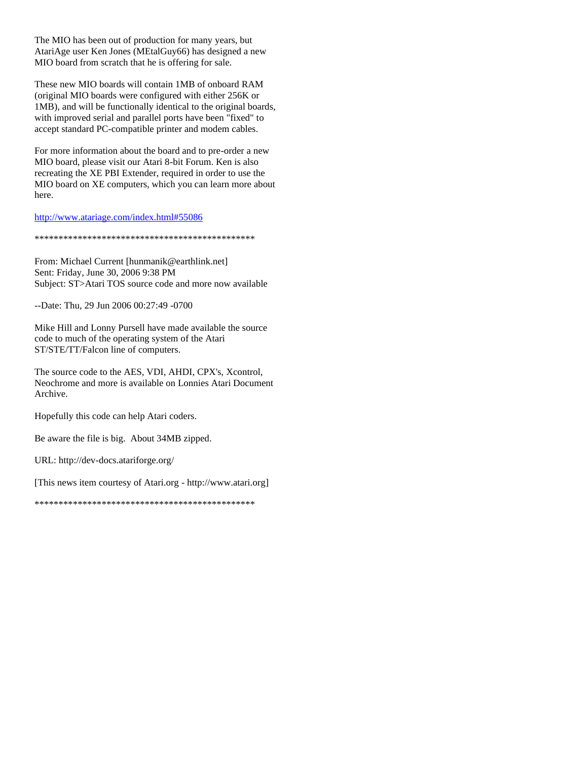The MIO has been out of production for many years, but AtariAge user Ken Jones (MEtalGuy66) has designed a new MIO board from scratch that he is offering for sale.

These new MIO boards will contain 1MB of onboard RAM (original MIO boards were configured with either 256K or 1MB), and will be functionally identical to the original boards, with improved serial and parallel ports have been "fixed" to accept standard PC-compatible printer and modem cables.

For more information about the board and to pre-order a new MIO board, please visit our Atari 8-bit Forum. Ken is also recreating the XE PBI Extender, required in order to use the MIO board on XE computers, which you can learn more about here.

http://www.atariage.com/index.html#55086

**********************************************

From: Michael Current [hunmanik@earthlink.net]
Sent: Friday, June 30, 2006 9:38 PM
Subject: ST>Atari TOS source code and more now available

--Date: Thu, 29 Jun 2006 00:27:49 -0700

Mike Hill and Lonny Pursell have made available the source code to much of the operating system of the Atari ST/STE/TT/Falcon line of computers.

The source code to the AES, VDI, AHDI, CPX's, Xcontrol, Neochrome and more is available on Lonnies Atari Document Archive.

Hopefully this code can help Atari coders.

Be aware the file is big.  About 34MB zipped.

URL: http://dev-docs.atariforge.org/

[This news item courtesy of Atari.org - http://www.atari.org]

**********************************************